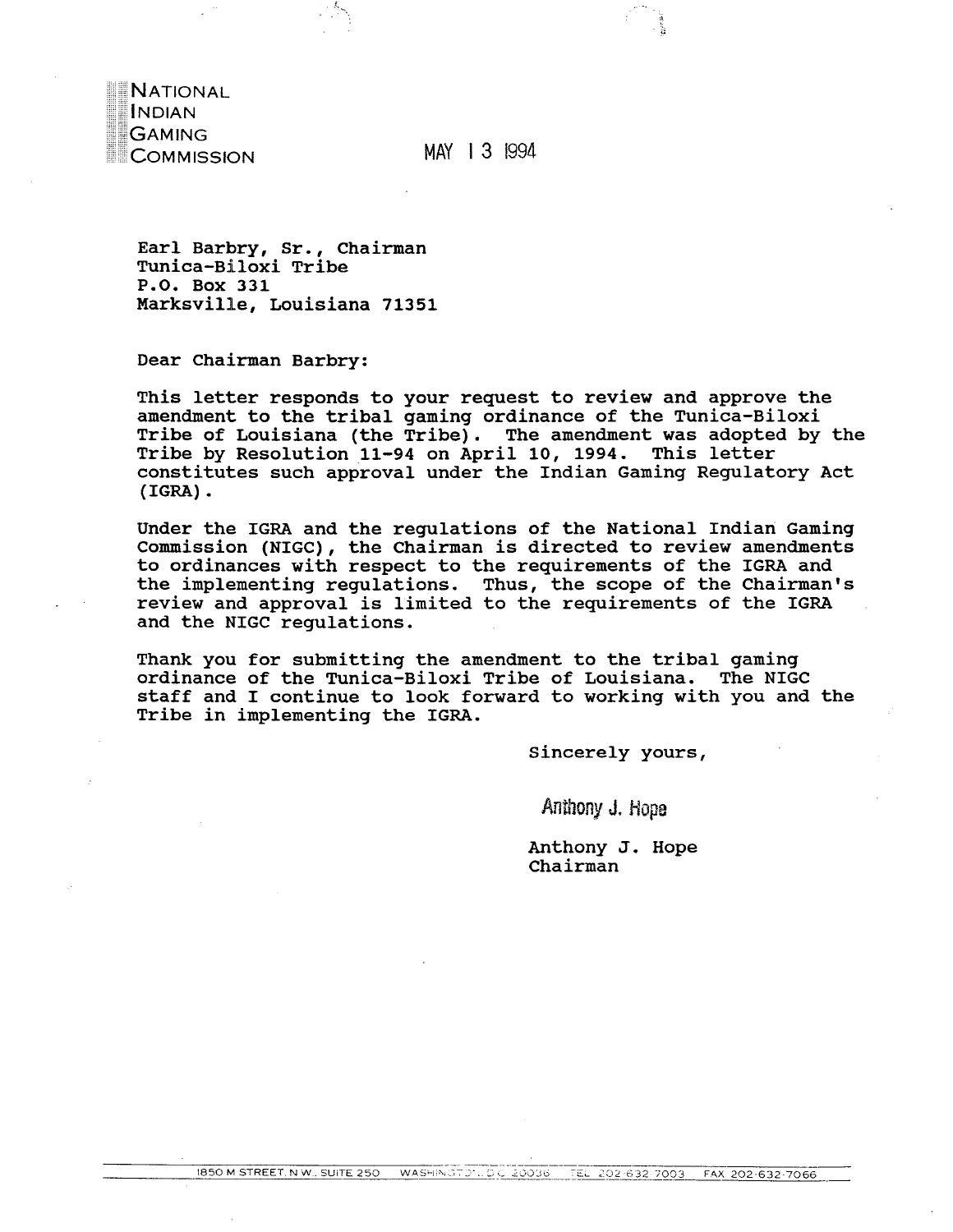NATIONAL
INDIAN
GAMING
COMMISSION

MAY 13 1994

Earl Barbry, Sr., Chairman
Tunica-Biloxi Tribe
P.O. Box 331
Marksville, Louisiana 71351

Dear Chairman Barbry:

This letter responds to your request to review and approve the amendment to the tribal gaming ordinance of the Tunica-Biloxi Tribe of Louisiana (the Tribe). The amendment was adopted by the Tribe by Resolution 11-94 on April 10, 1994. This letter constitutes such approval under the Indian Gaming Regulatory Act (IGRA).

Under the IGRA and the regulations of the National Indian Gaming Commission (NIGC), the Chairman is directed to review amendments to ordinances with respect to the requirements of the IGRA and the implementing regulations. Thus, the scope of the Chairman's review and approval is limited to the requirements of the IGRA and the NIGC regulations.

Thank you for submitting the amendment to the tribal gaming ordinance of the Tunica-Biloxi Tribe of Louisiana. The NIGC staff and I continue to look forward to working with you and the Tribe in implementing the IGRA.

Sincerely yours,

Anthony J. Hope

Anthony J. Hope
Chairman

1850 M STREET, N.W., SUITE 250 WASHINGTON, D.C. 20036 TEL 202-632-7003 FAX 202-632-7066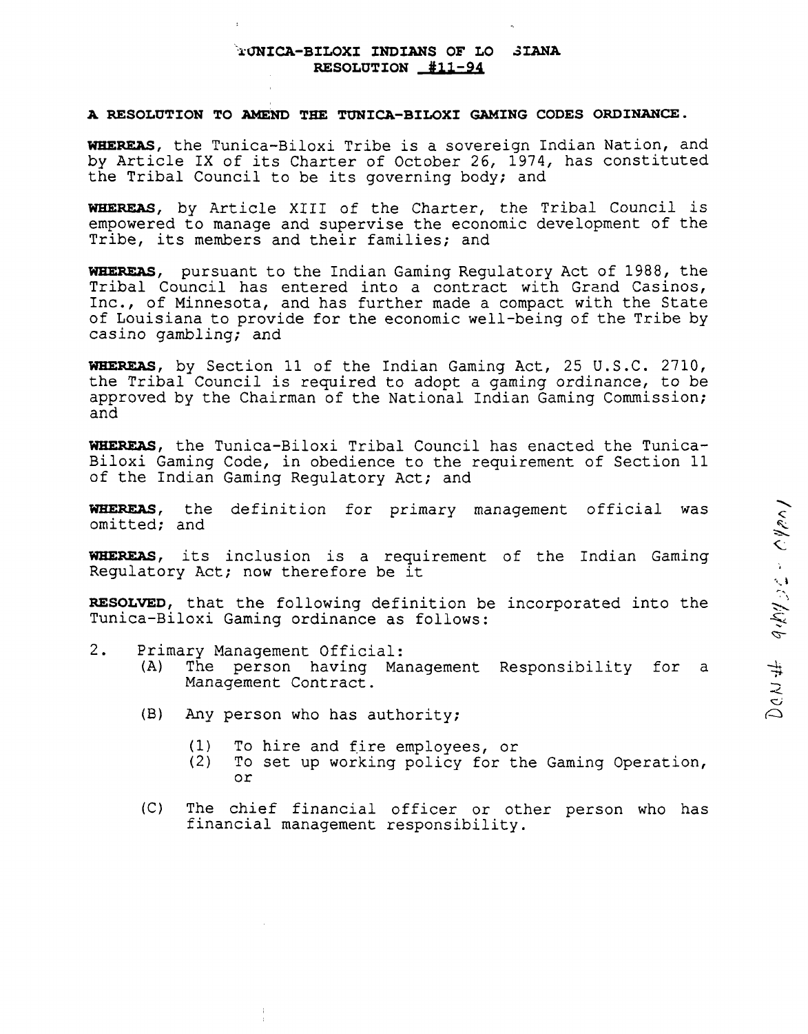## TUNICA-BILOXI INDIANS OF LOUISIANA
## RESOLUTION #11-94

**A RESOLUTION TO AMEND THE TUNICA-BILOXI GAMING CODES ORDINANCE.**

**WHEREAS**, the Tunica-Biloxi Tribe is a sovereign Indian Nation, and by Article IX of its Charter of October 26, 1974, has constituted the Tribal Council to be its governing body; and

**WHEREAS**, by Article XIII of the Charter, the Tribal Council is empowered to manage and supervise the economic development of the Tribe, its members and their families; and

**WHEREAS**, pursuant to the Indian Gaming Regulatory Act of 1988, the Tribal Council has entered into a contract with Grand Casinos, Inc., of Minnesota, and has further made a compact with the State of Louisiana to provide for the economic well-being of the Tribe by casino gambling; and

**WHEREAS**, by Section 11 of the Indian Gaming Act, 25 U.S.C. 2710, the Tribal Council is required to adopt a gaming ordinance, to be approved by the Chairman of the National Indian Gaming Commission; and

**WHEREAS**, the Tunica-Biloxi Tribal Council has enacted the Tunica-Biloxi Gaming Code, in obedience to the requirement of Section 11 of the Indian Gaming Regulatory Act; and

**WHEREAS**, the definition for primary management official was omitted; and

**WHEREAS**, its inclusion is a requirement of the Indian Gaming Regulatory Act; now therefore be it

**RESOLVED**, that the following definition be incorporated into the Tunica-Biloxi Gaming ordinance as follows:

2. Primary Management Official:
   - (A) The person having Management Responsibility for a Management Contract.
   - (B) Any person who has authority;
     - (1) To hire and fire employees, or
     - (2) To set up working policy for the Gaming Operation, or
   - (C) The chief financial officer or other person who has financial management responsibility.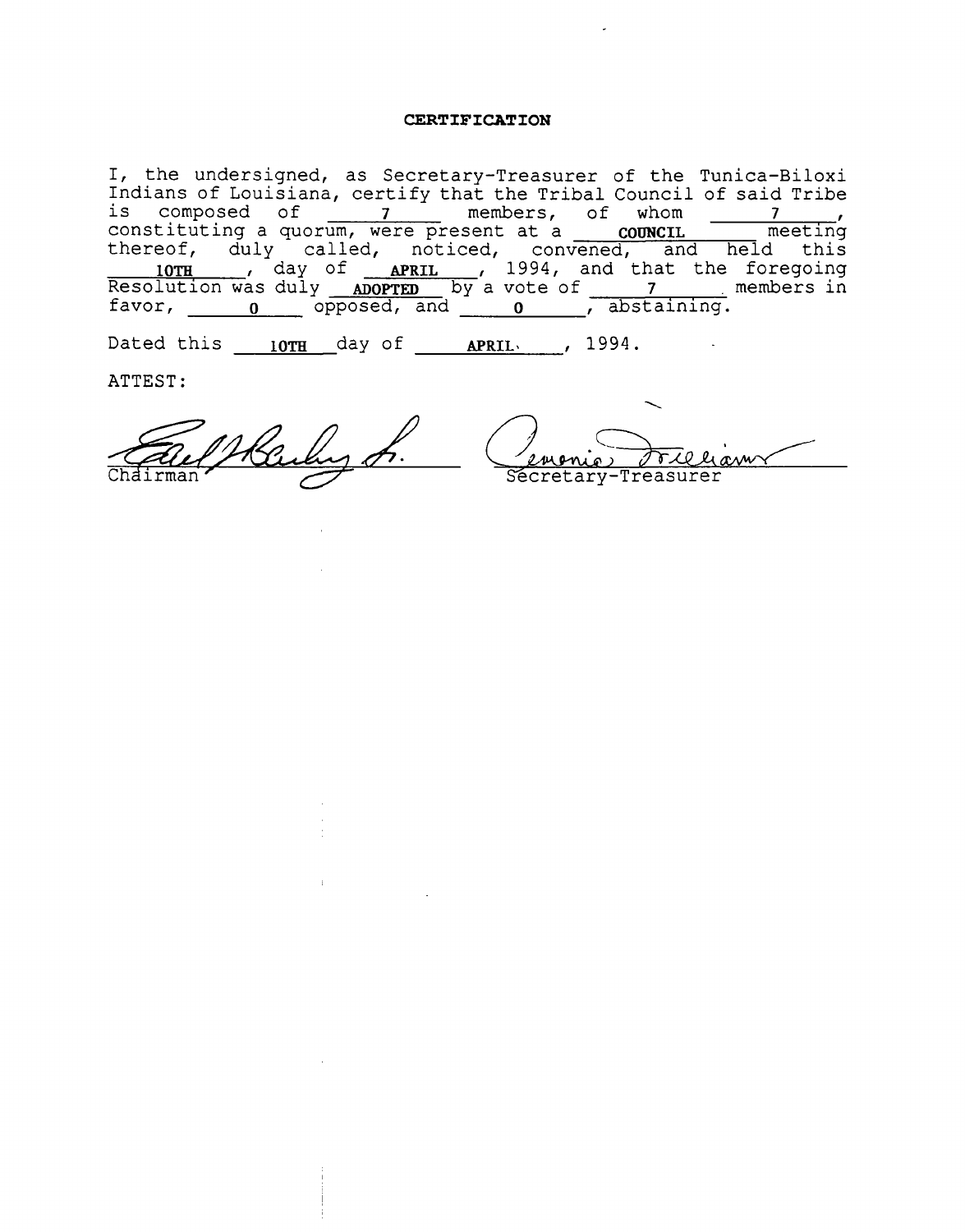**CERTIFICATION**

I, the undersigned, as Secretary-Treasurer of the Tunica-Biloxi Indians of Louisiana, certify that the Tribal Council of said Tribe is composed of **7** members, of whom **7**, constituting a quorum, were present at a **COUNCIL** meeting thereof, duly called, noticed, convened, and held this **10TH**, day of **APRIL**, 1994, and that the foregoing Resolution was duly **ADOPTED** by a vote of **7** members in favor, **0** opposed, and **0**, abstaining.

Dated this **10TH** day of **APRIL**, 1994.

ATTEST:

Chairman

Secretary-Treasurer